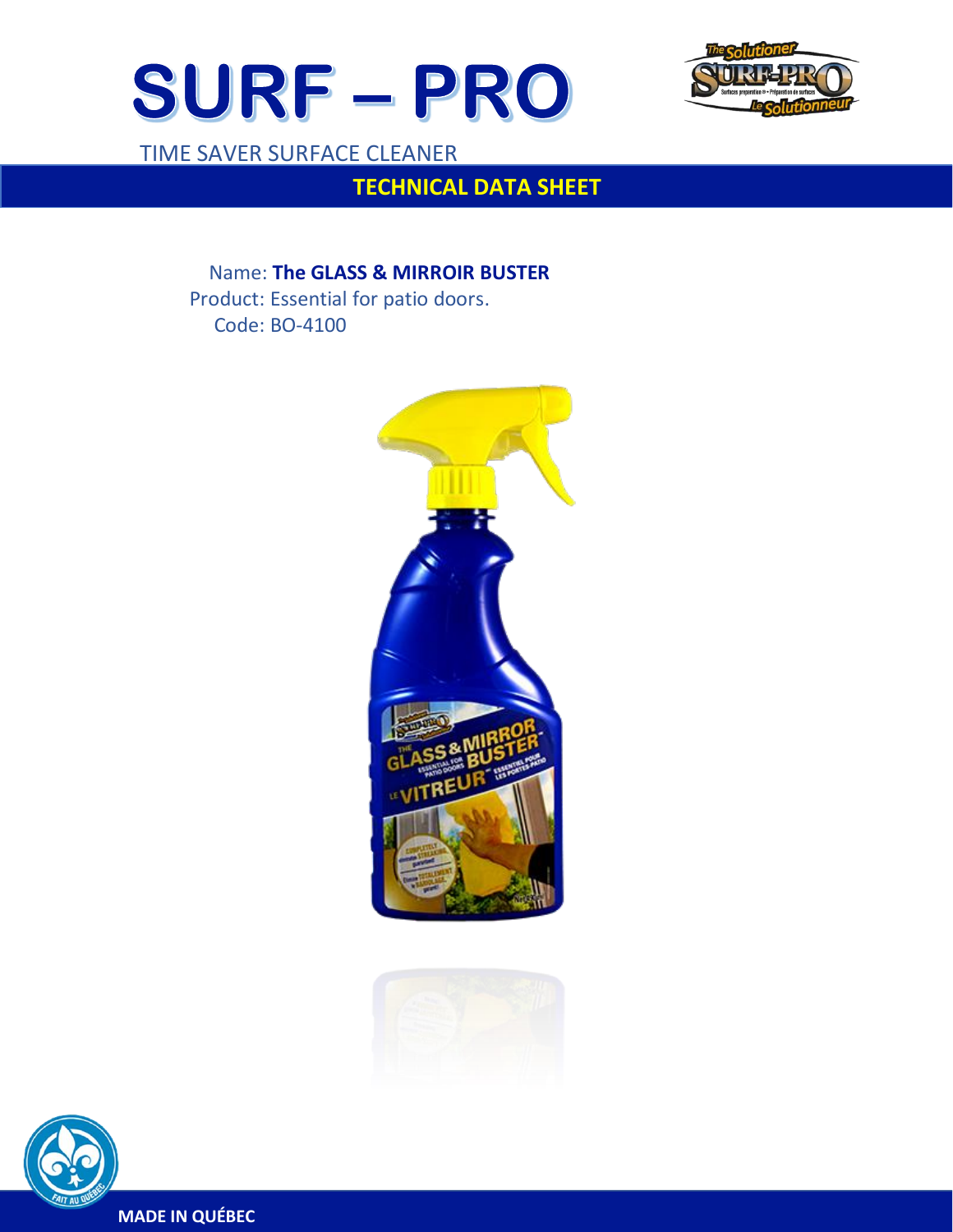# SURF – PRO

TIME SAVER SURFACE CLEANER

## TECHNICAL DATA SHEET

Name: **The GLASS & MIRROIR BUSTER**

Product: Essential for patio doors.

Code: BO-4100

**MADE IN QUÉBEC**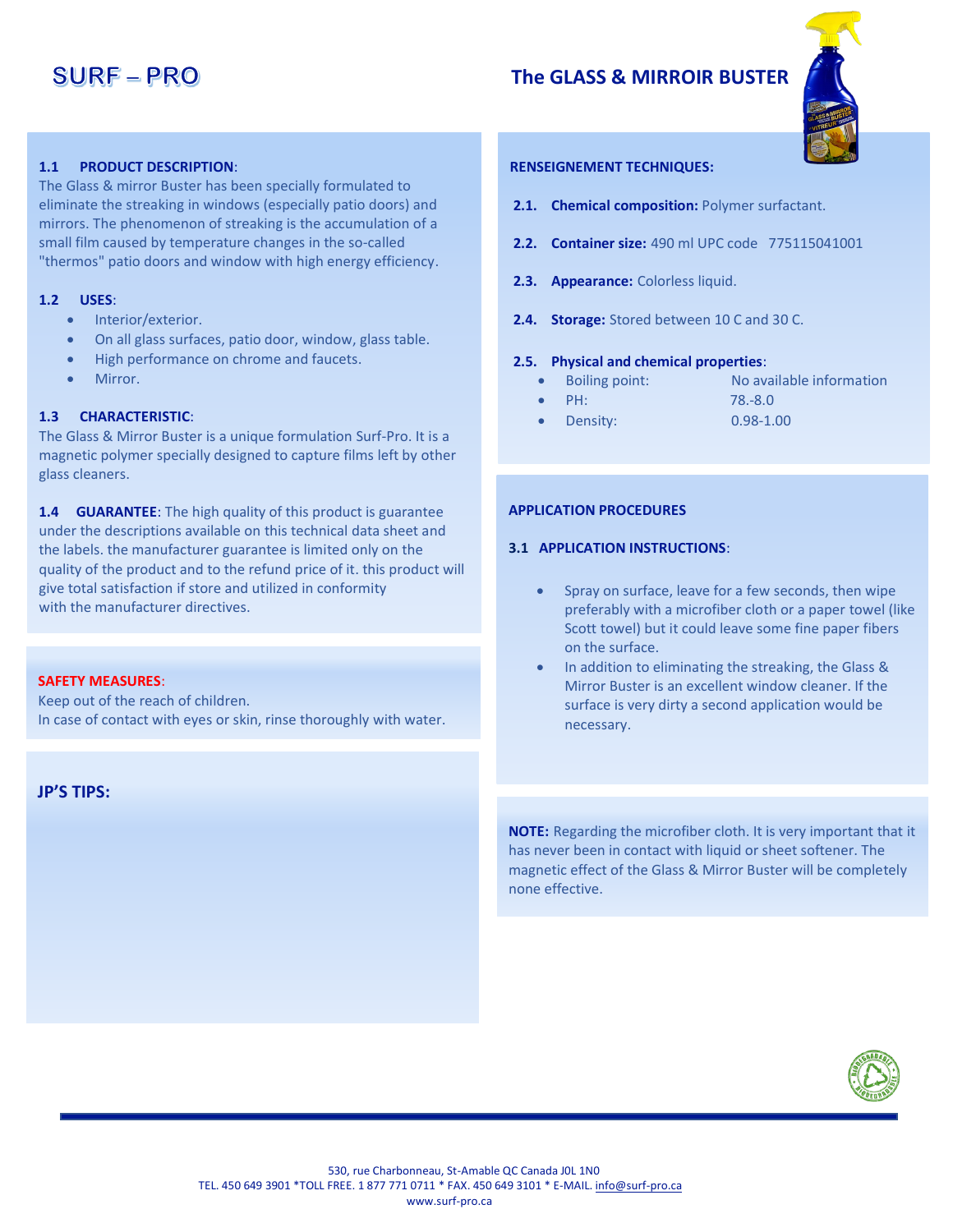# SURF – PRO

## The GLASS & MIRROIR BUSTER

### 1.1 PRODUCT DESCRIPTION:

The Glass & mirror Buster has been specially formulated to eliminate the streaking in windows (especially patio doors) and mirrors. The phenomenon of streaking is the accumulation of a small film caused by temperature changes in the so-called "thermos" patio doors and window with high energy efficiency.

### 1.2 USES:

- Interior/exterior.
- On all glass surfaces, patio door, window, glass table.
- High performance on chrome and faucets.
- Mirror.

### 1.3 CHARACTERISTIC:

The Glass & Mirror Buster is a unique formulation Surf-Pro. It is a magnetic polymer specially designed to capture films left by other glass cleaners.

**1.4 GUARANTEE**: The high quality of this product is guarantee under the descriptions available on this technical data sheet and the labels. the manufacturer guarantee is limited only on the quality of the product and to the refund price of it. this product will give total satisfaction if store and utilized in conformity with the manufacturer directives.

### SAFETY MEASURES:

Keep out of the reach of children.
In case of contact with eyes or skin, rinse thoroughly with water.

### JP'S TIPS:

### RENSEIGNEMENT TECHNIQUES:

**2.1. Chemical composition:** Polymer surfactant.

**2.2. Container size:** 490 ml UPC code 775115041001

**2.3. Appearance:** Colorless liquid.

**2.4. Storage:** Stored between 10 C and 30 C.

**2.5. Physical and chemical properties**:

- Boiling point: No available information
- PH: 78.-8.0
- Density: 0.98-1.00

### APPLICATION PROCEDURES

### 3.1 APPLICATION INSTRUCTIONS:

- Spray on surface, leave for a few seconds, then wipe preferably with a microfiber cloth or a paper towel (like Scott towel) but it could leave some fine paper fibers on the surface.
- In addition to eliminating the streaking, the Glass & Mirror Buster is an excellent window cleaner. If the surface is very dirty a second application would be necessary.

**NOTE:** Regarding the microfiber cloth. It is very important that it has never been in contact with liquid or sheet softener. The magnetic effect of the Glass & Mirror Buster will be completely none effective.

530, rue Charbonneau, St-Amable QC Canada J0L 1N0
TEL. 450 649 3901 *TOLL FREE. 1 877 771 0711 * FAX. 450 649 3101 * E-MAIL. info@surf-pro.ca
www.surf-pro.ca